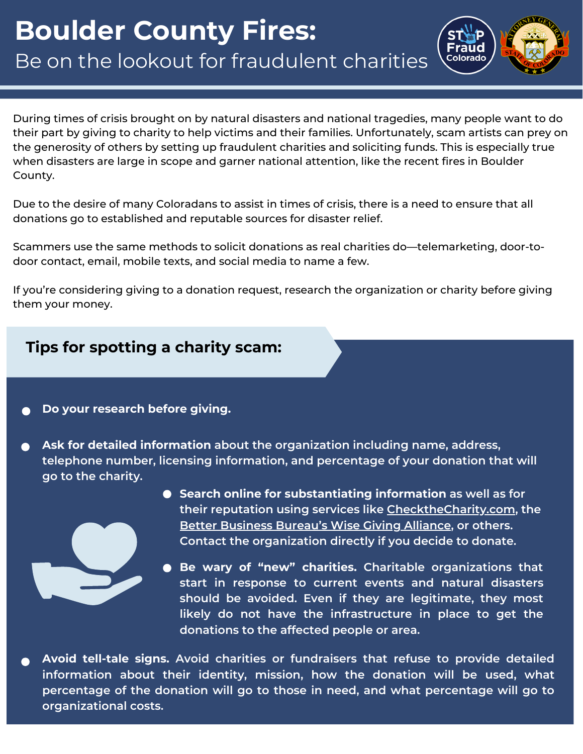# Boulder County Fires:

## Be on the lookout for fraudulent charities

During times of crisis brought on by natural disasters and national tragedies, many people want to do their part by giving to charity to help victims and their families. Unfortunately, scam artists can prey on the generosity of others by setting up fraudulent charities and soliciting funds. This is especially true when disasters are large in scope and garner national attention, like the recent fires in Boulder County.

Due to the desire of many Coloradans to assist in times of crisis, there is a need to ensure that all donations go to established and reputable sources for disaster relief.

Scammers use the same methods to solicit donations as real charities do—telemarketing, door-to-door contact, email, mobile texts, and social media to name a few.

If you're considering giving to a donation request, research the organization or charity before giving them your money.

### Tips for spotting a charity scam:

- **Do your research before giving.**
- **Ask for detailed information** about the organization including name, address, telephone number, licensing information, and percentage of your donation that will go to the charity.
- **Search online for substantiating information** as well as for their reputation using services like CheckTheCharity.com, the Better Business Bureau's Wise Giving Alliance, or others. Contact the organization directly if you decide to donate.
- **Be wary of "new" charities.** Charitable organizations that start in response to current events and natural disasters should be avoided. Even if they are legitimate, they most likely do not have the infrastructure in place to get the donations to the affected people or area.
- **Avoid tell-tale signs.** Avoid charities or fundraisers that refuse to provide detailed information about their identity, mission, how the donation will be used, what percentage of the donation will go to those in need, and what percentage will go to organizational costs.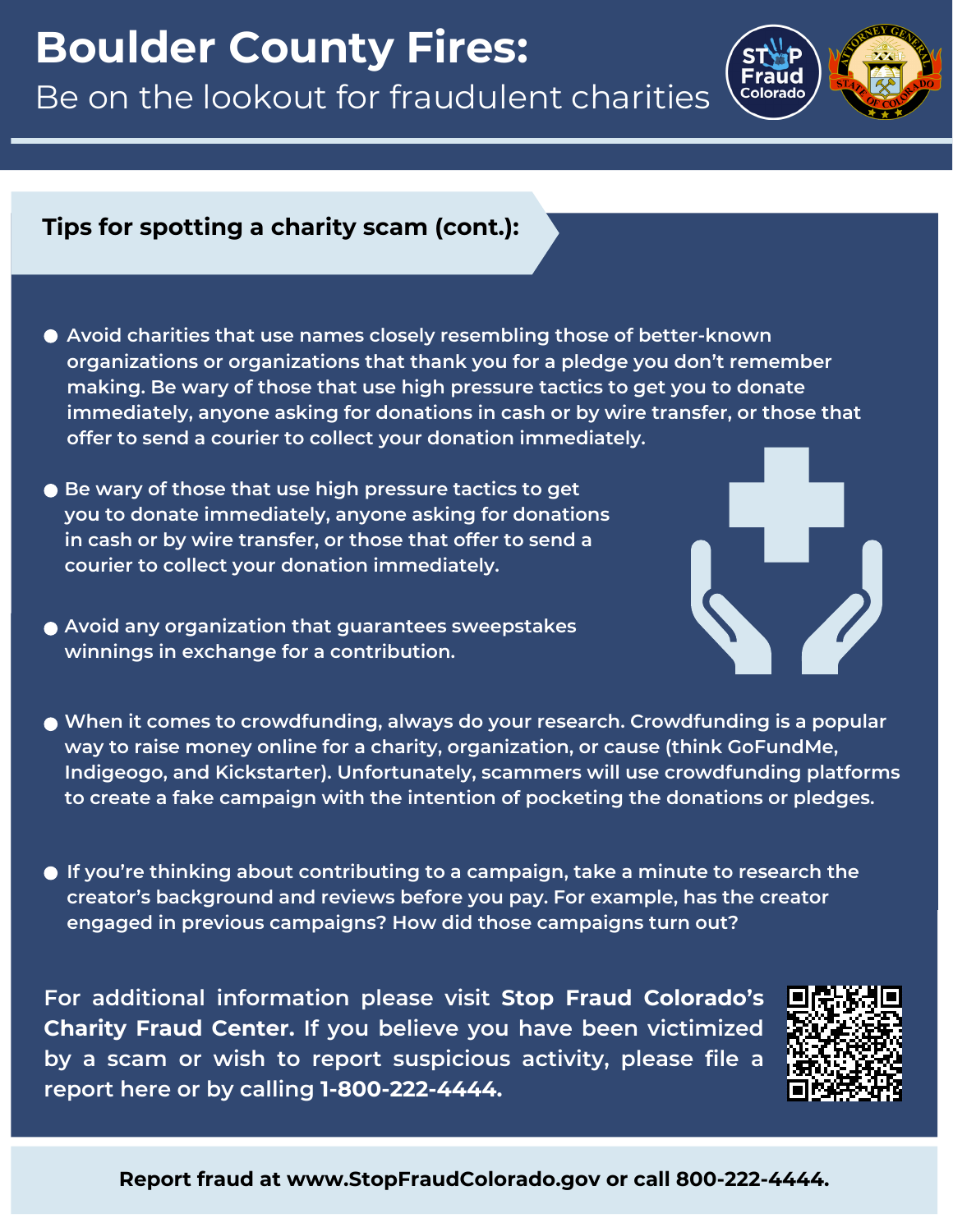# Boulder County Fires:

Be on the lookout for fraudulent charities

## Tips for spotting a charity scam (cont.):

- Avoid charities that use names closely resembling those of better-known organizations or organizations that thank you for a pledge you don't remember making. Be wary of those that use high pressure tactics to get you to donate immediately, anyone asking for donations in cash or by wire transfer, or those that offer to send a courier to collect your donation immediately.
- Be wary of those that use high pressure tactics to get you to donate immediately, anyone asking for donations in cash or by wire transfer, or those that offer to send a courier to collect your donation immediately.
- Avoid any organization that guarantees sweepstakes winnings in exchange for a contribution.
- When it comes to crowdfunding, always do your research. Crowdfunding is a popular way to raise money online for a charity, organization, or cause (think GoFundMe, Indigeogo, and Kickstarter). Unfortunately, scammers will use crowdfunding platforms to create a fake campaign with the intention of pocketing the donations or pledges.
- If you're thinking about contributing to a campaign, take a minute to research the creator's background and reviews before you pay. For example, has the creator engaged in previous campaigns? How did those campaigns turn out?

For additional information please visit **Stop Fraud Colorado's Charity Fraud Center.** If you believe you have been victimized by a scam or wish to report suspicious activity, please file a report here or by calling **1-800-222-4444.**

**Report fraud at www.StopFraudColorado.gov or call 800-222-4444.**